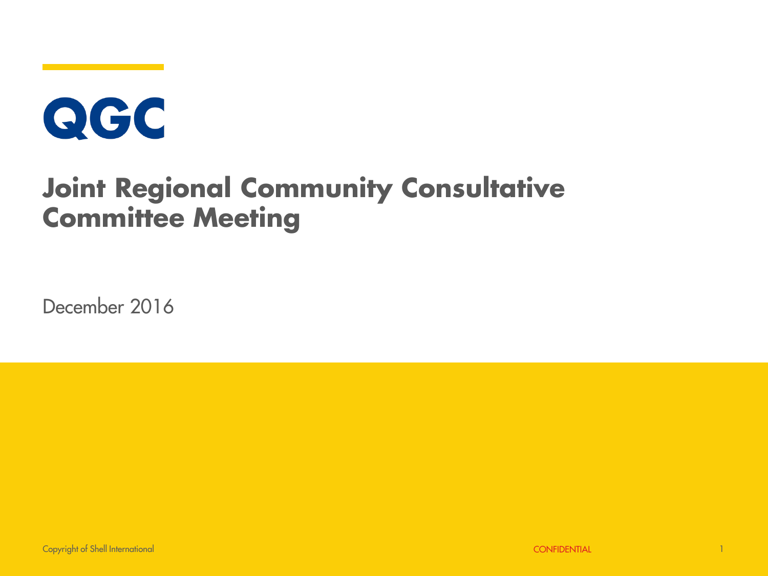QGC

# Joint Regional Community Consultative Committee Meeting

December 2016

Copyright of Shell International

CONFIDENTIAL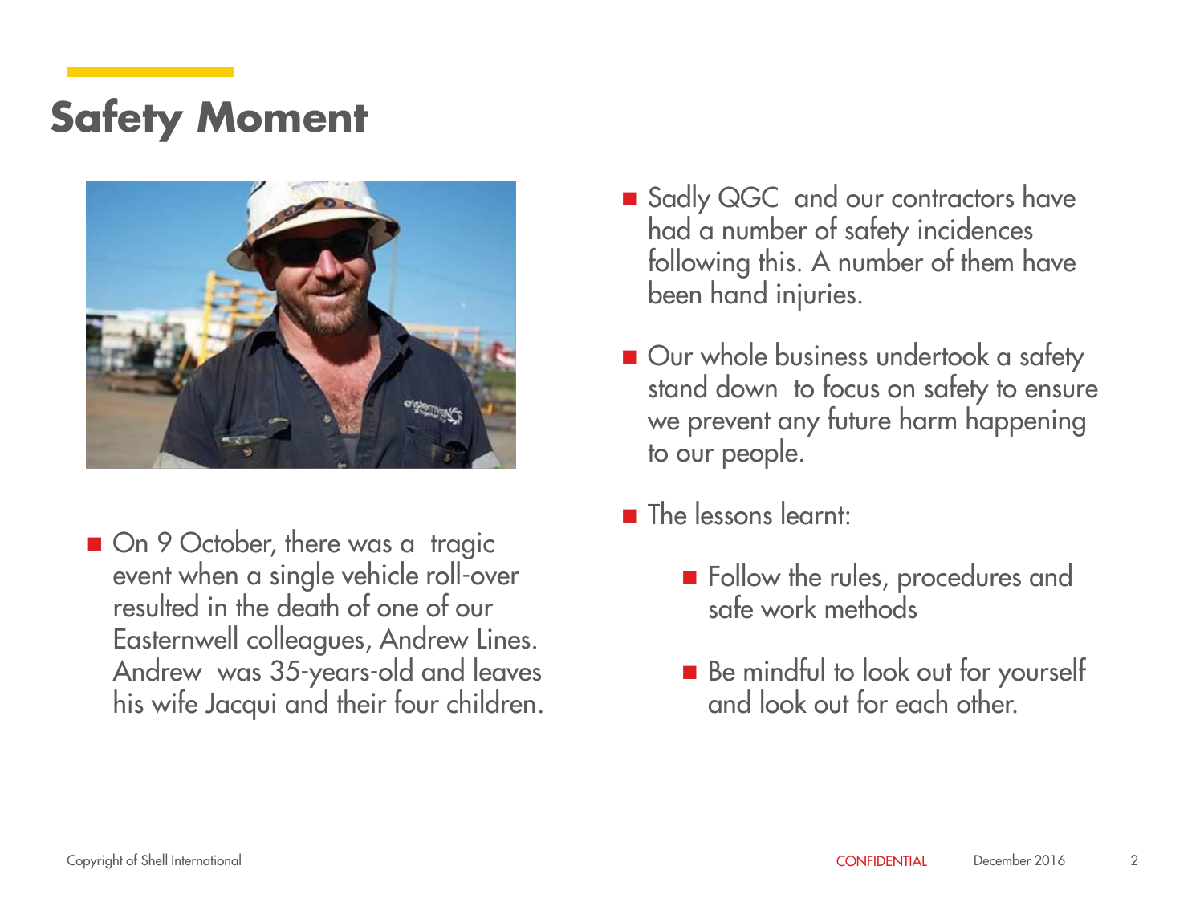# Safety Moment

- On 9 October, there was a tragic event when a single vehicle roll-over resulted in the death of one of our Easternwell colleagues, Andrew Lines. Andrew was 35-years-old and leaves his wife Jacqui and their four children.

- Sadly QGC and our contractors have had a number of safety incidences following this. A number of them have been hand injuries.

- Our whole business undertook a safety stand down to focus on safety to ensure we prevent any future harm happening to our people.

- The lessons learnt:
  - Follow the rules, procedures and safe work methods
  - Be mindful to look out for yourself and look out for each other.

Copyright of Shell International | CONFIDENTIAL | December 2016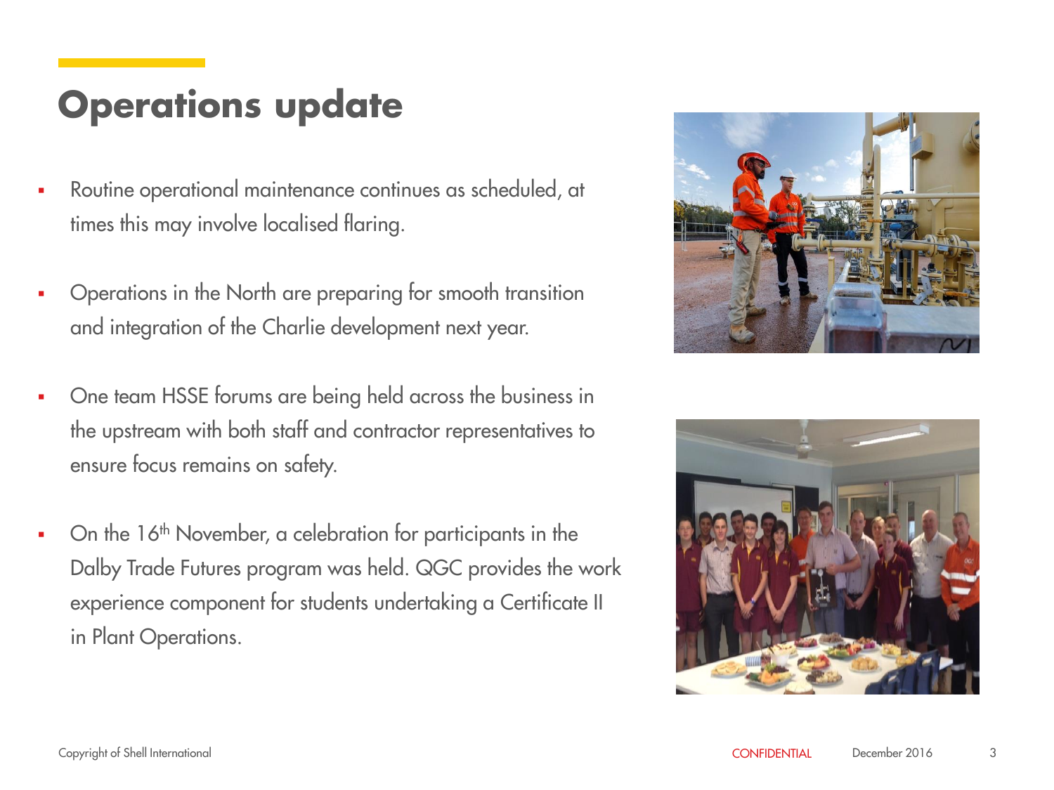# Operations update

- Routine operational maintenance continues as scheduled, at times this may involve localised flaring.
- Operations in the North are preparing for smooth transition and integration of the Charlie development next year.
- One team HSSE forums are being held across the business in the upstream with both staff and contractor representatives to ensure focus remains on safety.
- On the 16th November, a celebration for participants in the Dalby Trade Futures program was held. QGC provides the work experience component for students undertaking a Certificate II in Plant Operations.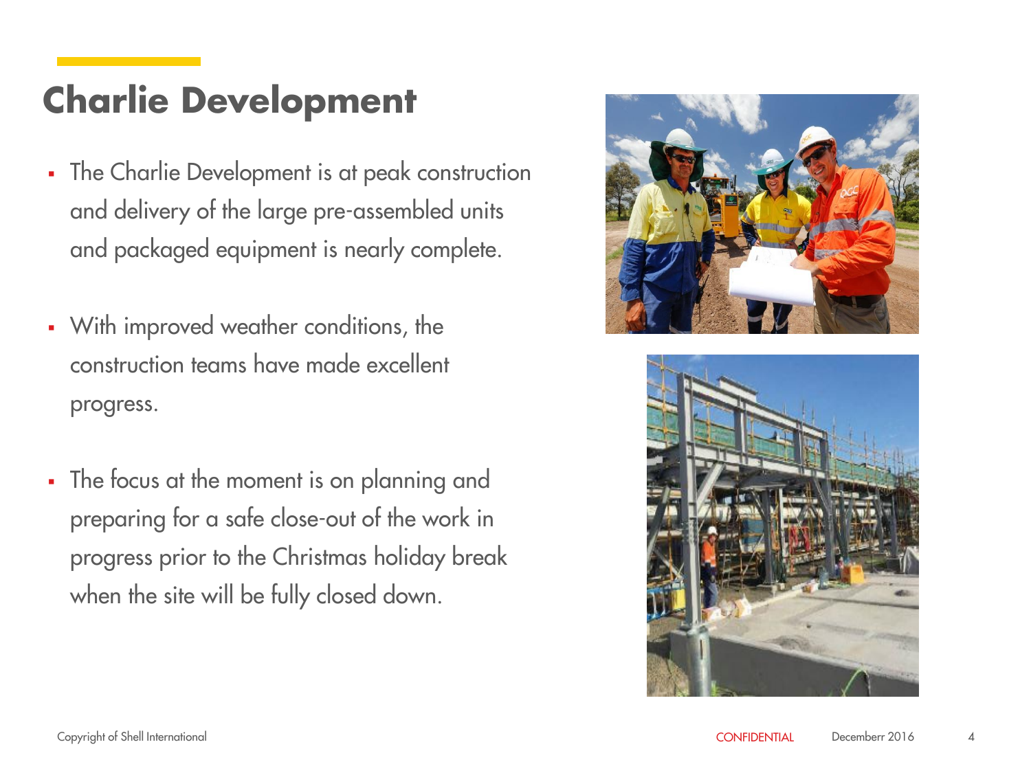# Charlie Development

- The Charlie Development is at peak construction and delivery of the large pre-assembled units and packaged equipment is nearly complete.
- With improved weather conditions, the construction teams have made excellent progress.
- The focus at the moment is on planning and preparing for a safe close-out of the work in progress prior to the Christmas holiday break when the site will be fully closed down.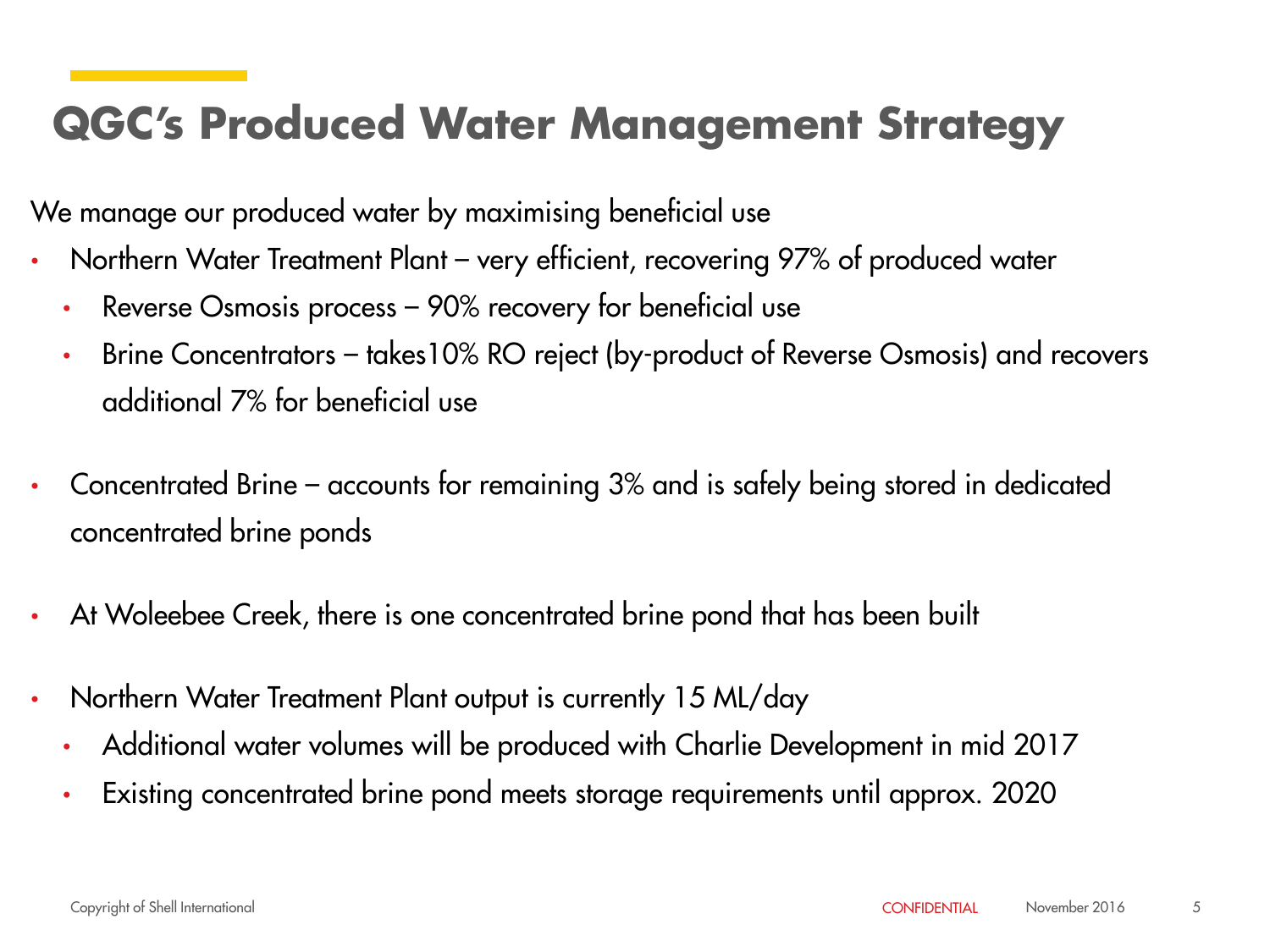# QGC's Produced Water Management Strategy

We manage our produced water by maximising beneficial use

- Northern Water Treatment Plant – very efficient, recovering 97% of produced water
  - Reverse Osmosis process – 90% recovery for beneficial use
  - Brine Concentrators – takes10% RO reject (by-product of Reverse Osmosis) and recovers additional 7% for beneficial use
- Concentrated Brine – accounts for remaining 3% and is safely being stored in dedicated concentrated brine ponds
- At Woleebee Creek, there is one concentrated brine pond that has been built
- Northern Water Treatment Plant output is currently 15 ML/day
  - Additional water volumes will be produced with Charlie Development in mid 2017
  - Existing concentrated brine pond meets storage requirements until approx. 2020

Copyright of Shell International | CONFIDENTIAL | November 2016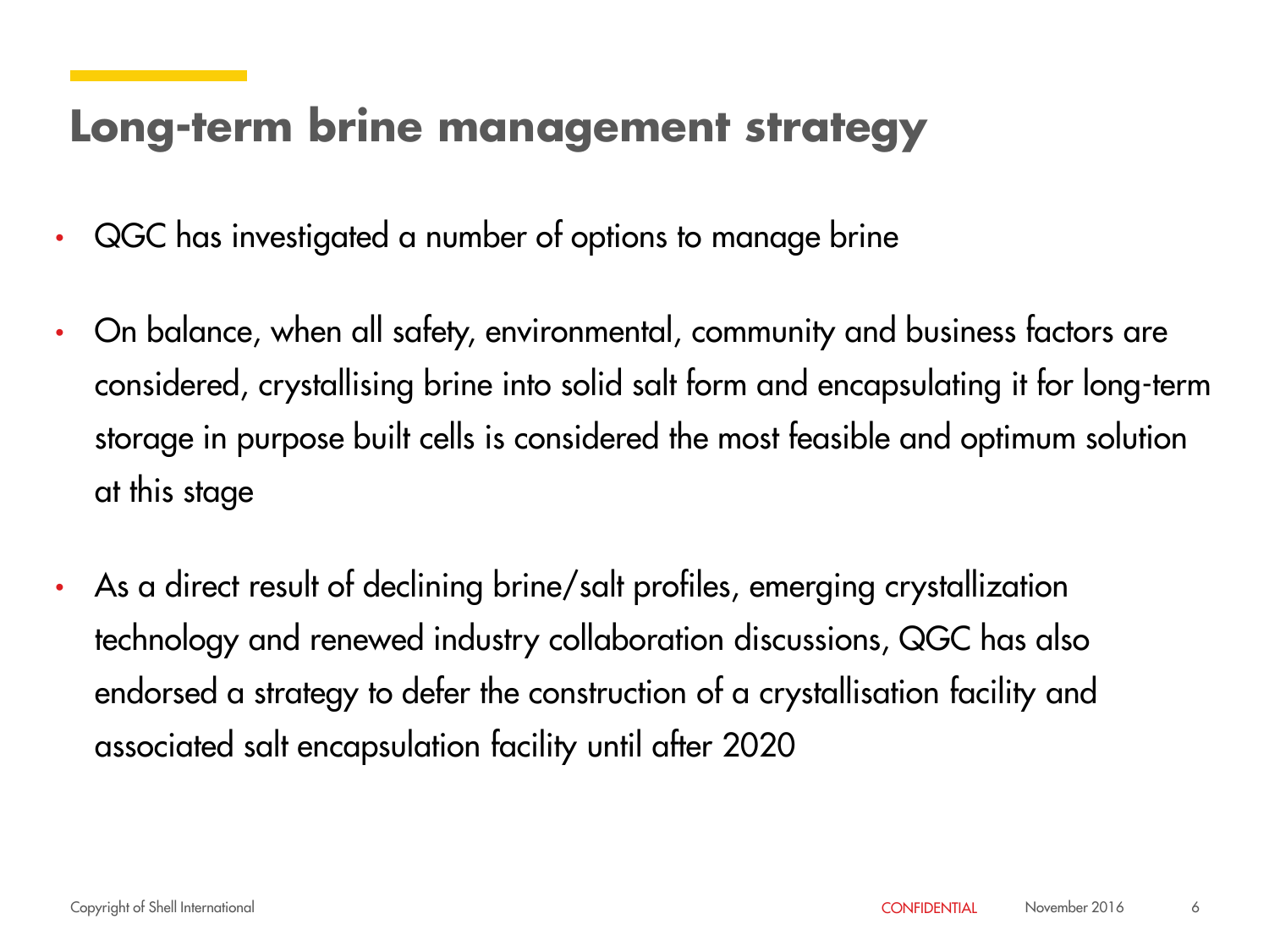# Long-term brine management strategy

- QGC has investigated a number of options to manage brine
- On balance, when all safety, environmental, community and business factors are considered, crystallising brine into solid salt form and encapsulating it for long-term storage in purpose built cells is considered the most feasible and optimum solution at this stage
- As a direct result of declining brine/salt profiles, emerging crystallization technology and renewed industry collaboration discussions, QGC has also endorsed a strategy to defer the construction of a crystallisation facility and associated salt encapsulation facility until after 2020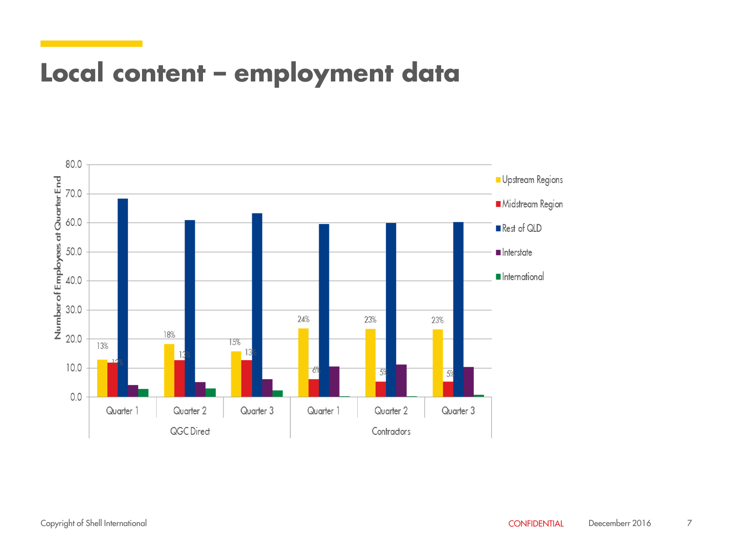# Local content – employment data

Number of Employees at Quarter End

| | | Upstream Regions | Midstream Region | Rest of QLD | Interstate | International |
|---|---|---|---|---|---|---|
| QGC Direct | Quarter 1 | 13% | 12% | | | |
| | Quarter 2 | 18% | 13% | | | |
| | Quarter 3 | 15% | 13% | | | |
| Contractors | Quarter 1 | 24% | 6% | | | |
| | Quarter 2 | 23% | 5% | | | |
| | Quarter 3 | 23% | 5% | | | |

Copyright of Shell International

CONFIDENTIAL

Deecemberr 2016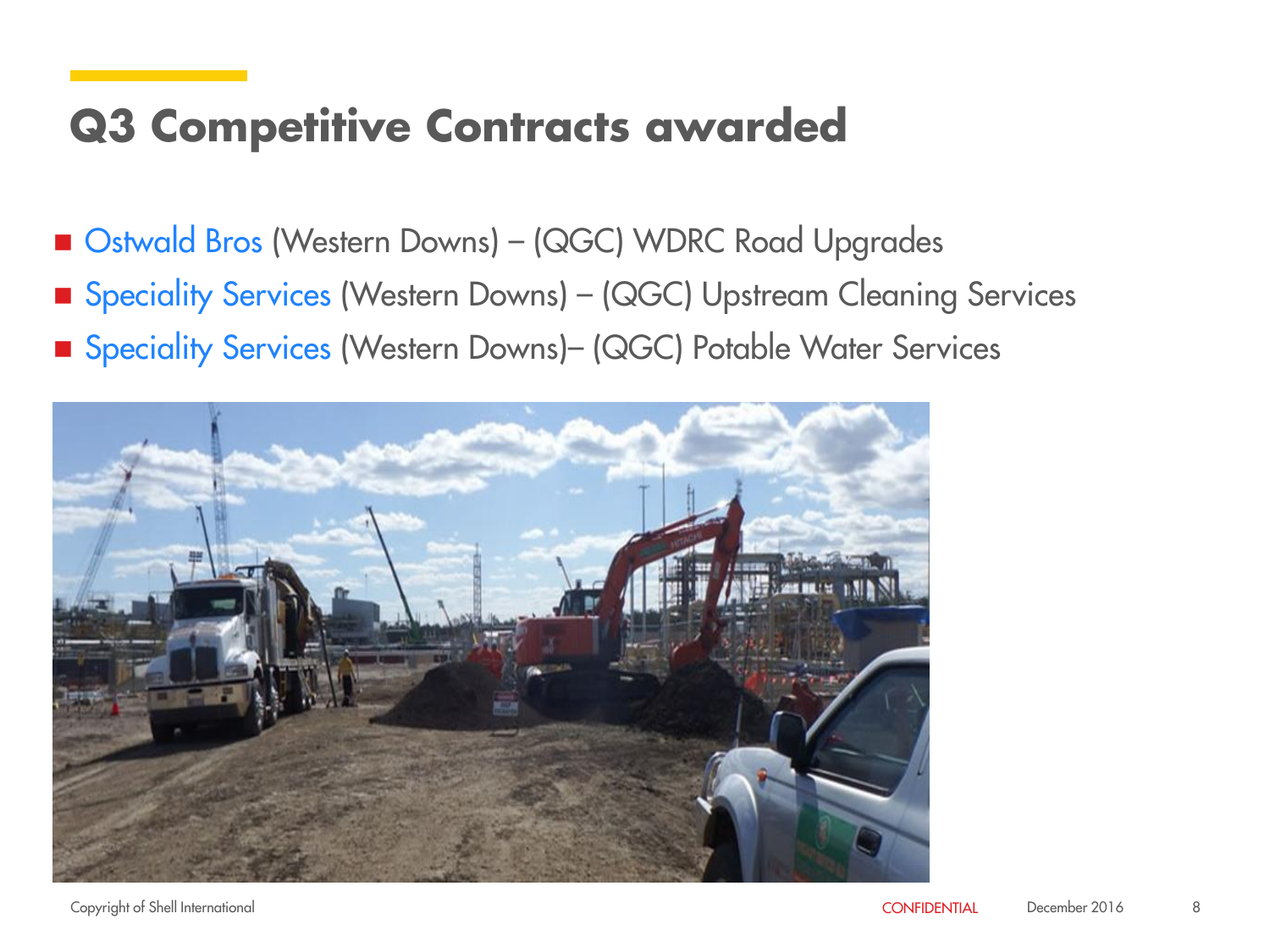# Q3 Competitive Contracts awarded

- Ostwald Bros (Western Downs) – (QGC) WDRC Road Upgrades
- Speciality Services (Western Downs) – (QGC) Upstream Cleaning Services
- Speciality Services (Western Downs)– (QGC) Potable Water Services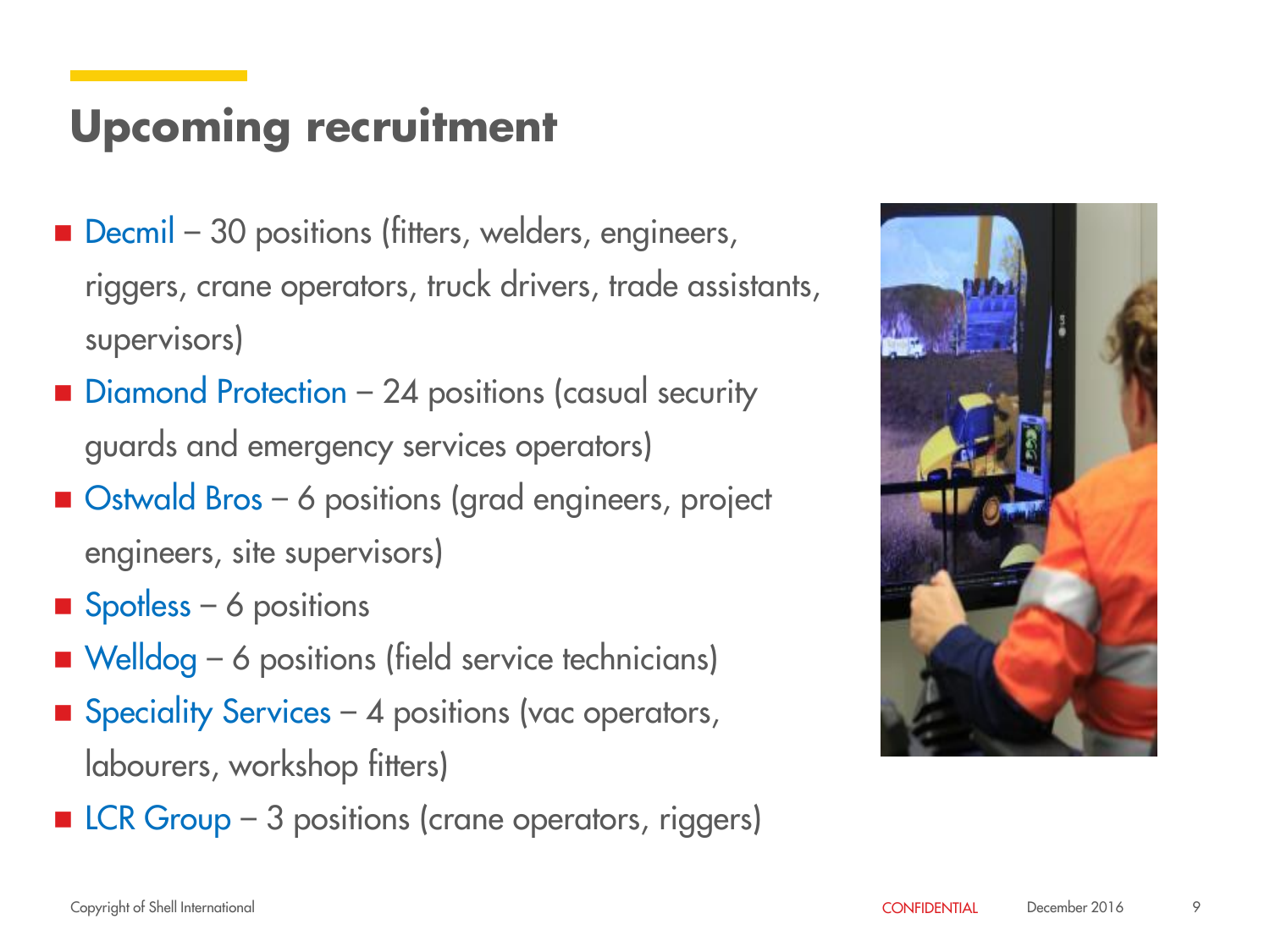# Upcoming recruitment

- Decmil – 30 positions (fitters, welders, engineers, riggers, crane operators, truck drivers, trade assistants, supervisors)
- Diamond Protection – 24 positions (casual security guards and emergency services operators)
- Ostwald Bros – 6 positions (grad engineers, project engineers, site supervisors)
- Spotless – 6 positions
- Welldog – 6 positions (field service technicians)
- Speciality Services – 4 positions (vac operators, labourers, workshop fitters)
- LCR Group – 3 positions (crane operators, riggers)

Copyright of Shell International

CONFIDENTIAL

December 2016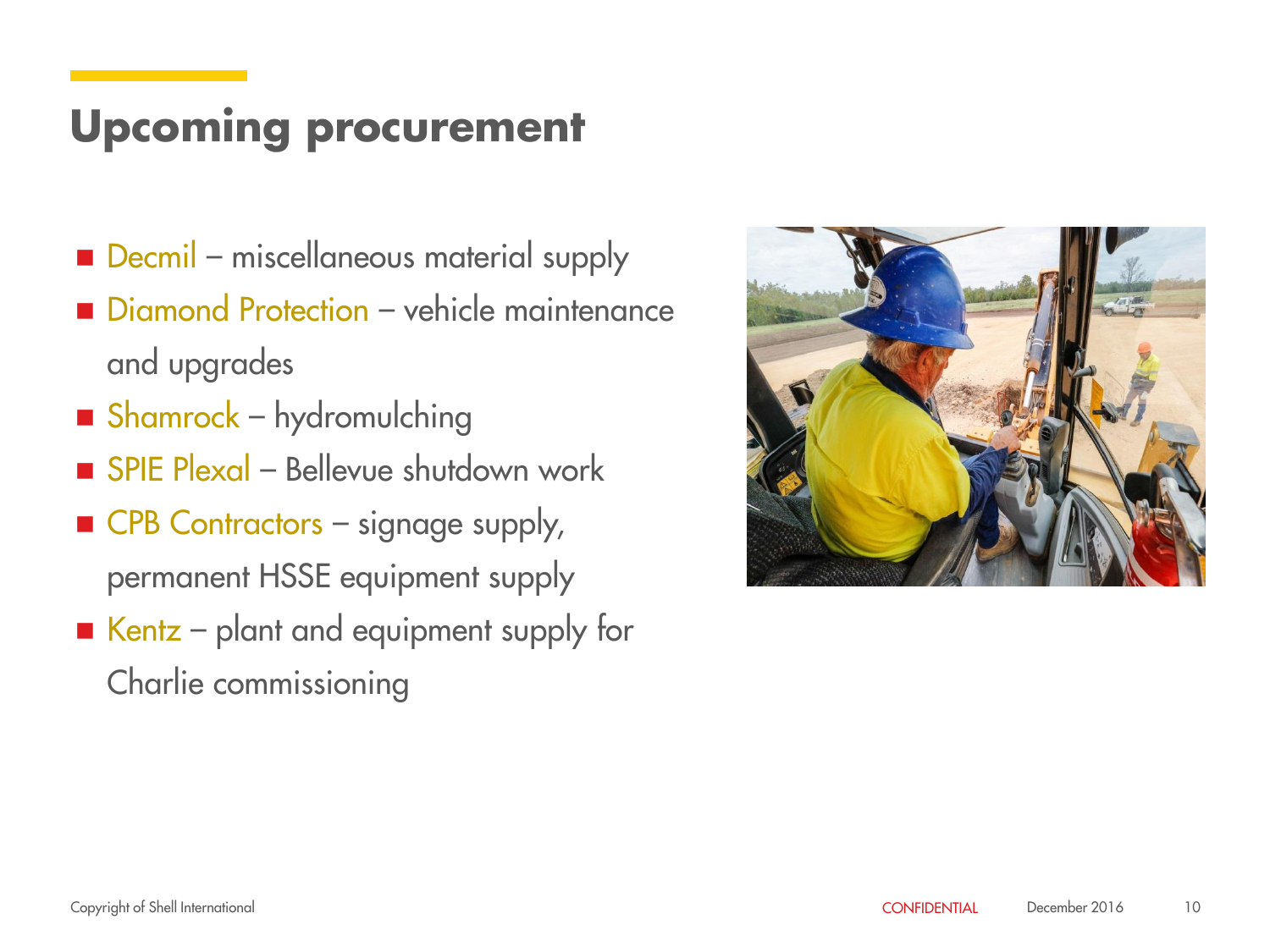# Upcoming procurement

- Decmil – miscellaneous material supply
- Diamond Protection – vehicle maintenance and upgrades
- Shamrock – hydromulching
- SPIE Plexal – Bellevue shutdown work
- CPB Contractors – signage supply, permanent HSSE equipment supply
- Kentz – plant and equipment supply for Charlie commissioning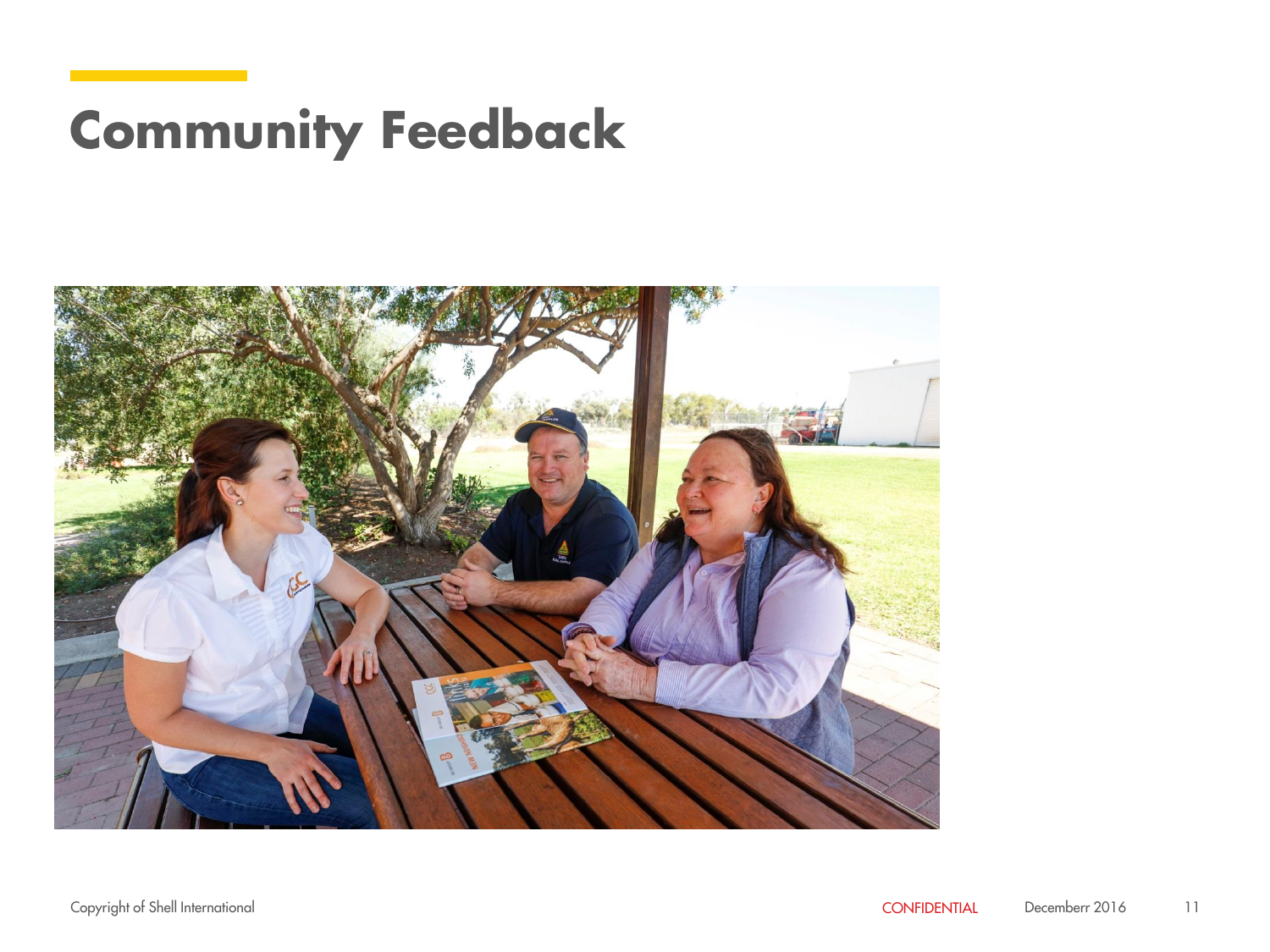# Community Feedback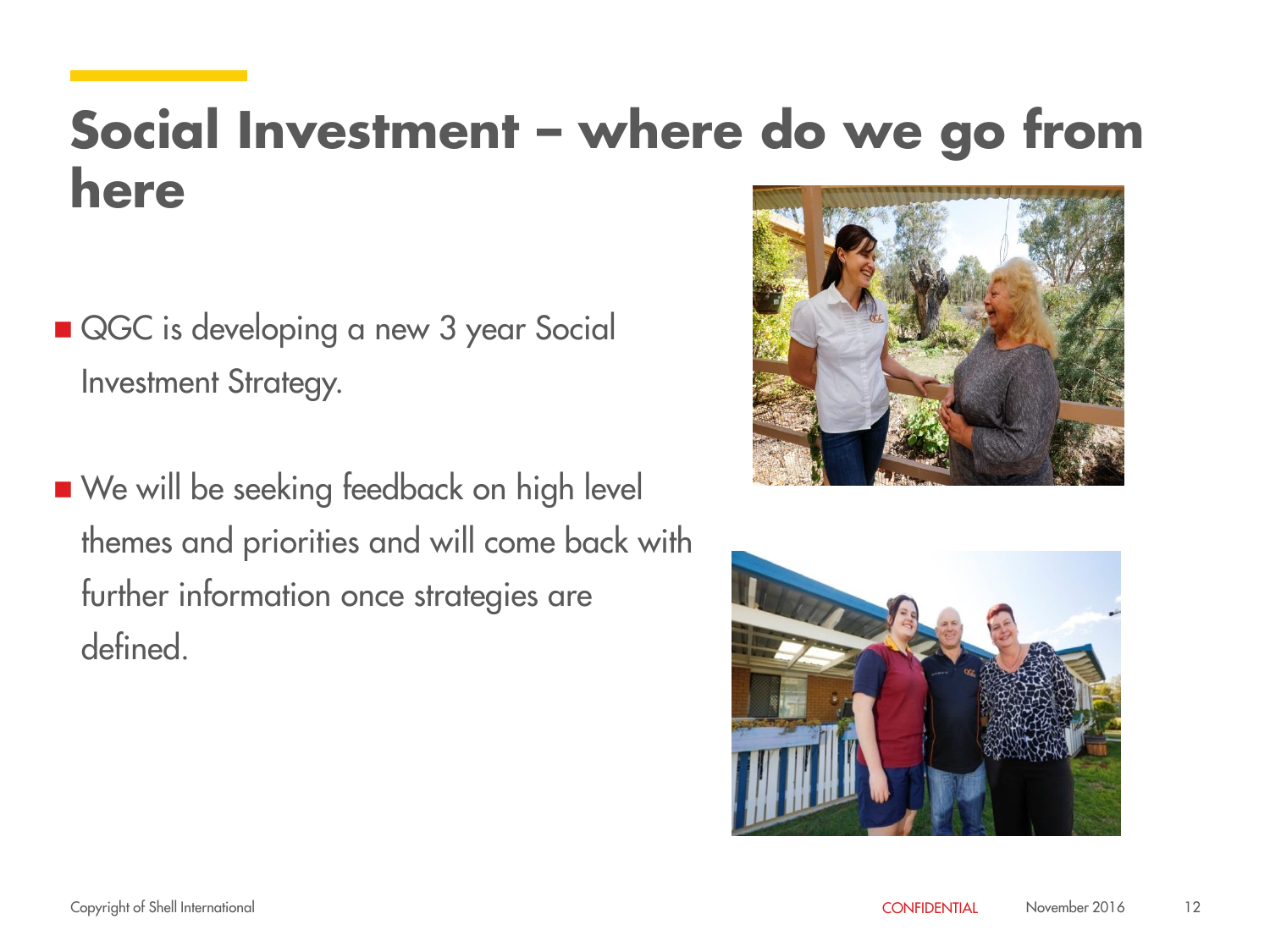# Social Investment – where do we go from here

- QGC is developing a new 3 year Social Investment Strategy.

- We will be seeking feedback on high level themes and priorities and will come back with further information once strategies are defined.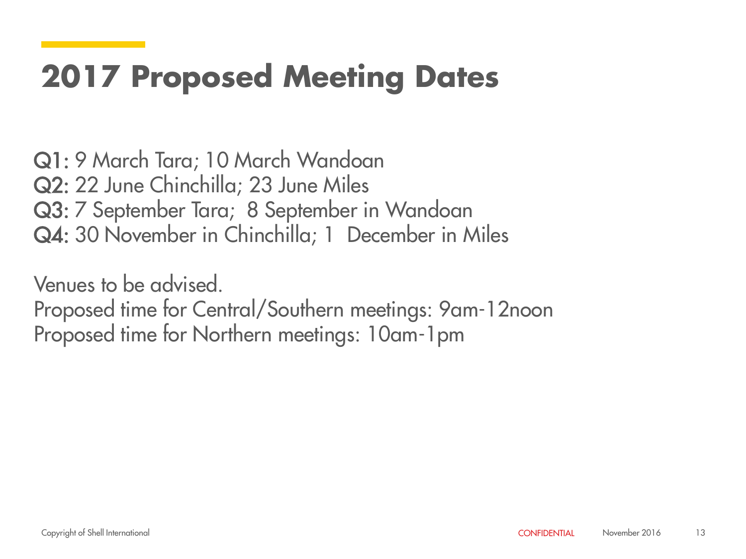# 2017 Proposed Meeting Dates

**Q1:** 9 March Tara; 10 March Wandoan
**Q2:** 22 June Chinchilla; 23 June Miles
**Q3:** 7 September Tara; 8 September in Wandoan
**Q4:** 30 November in Chinchilla; 1 December in Miles

Venues to be advised.
Proposed time for Central/Southern meetings: 9am-12noon
Proposed time for Northern meetings: 10am-1pm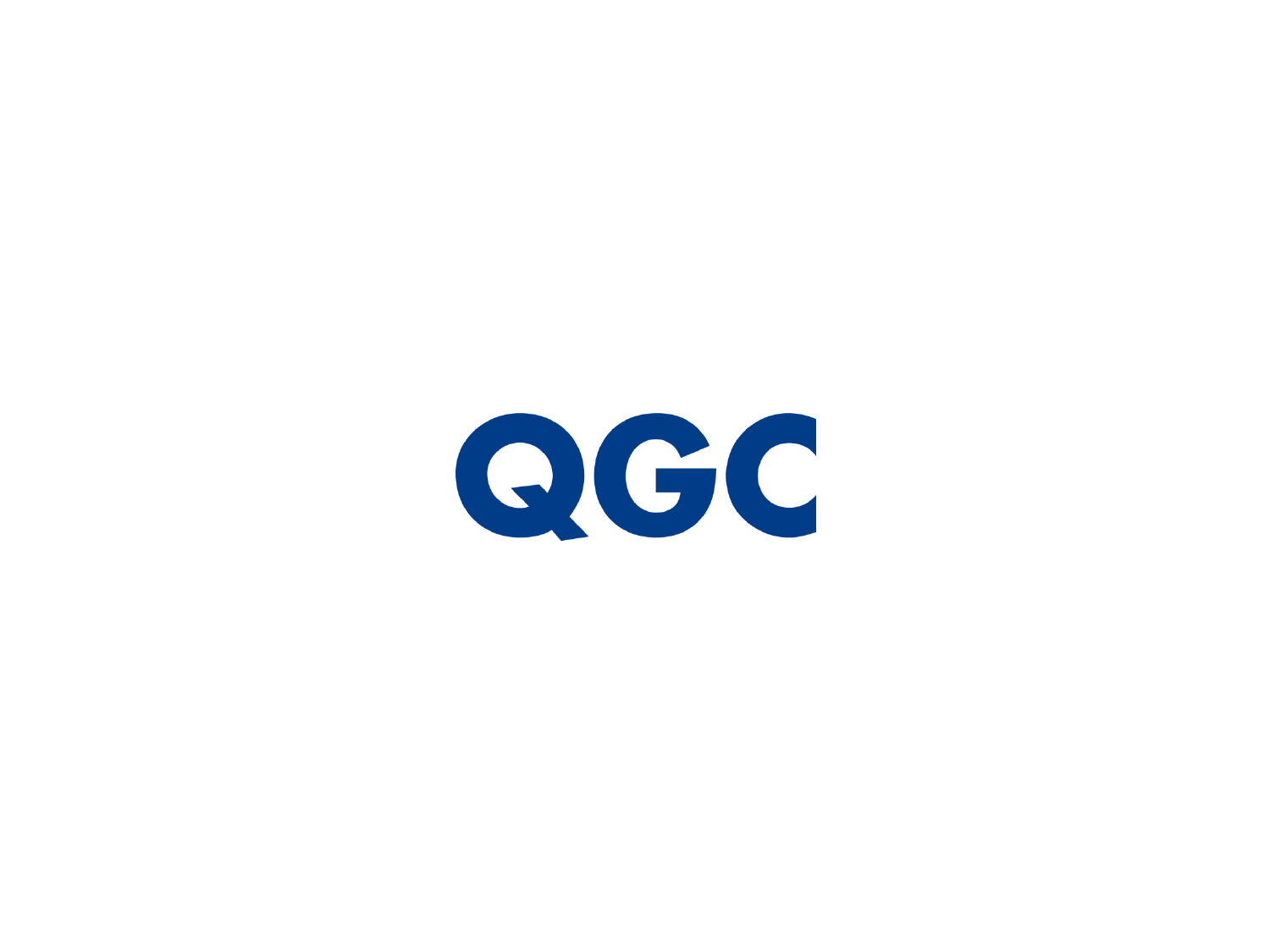QGC